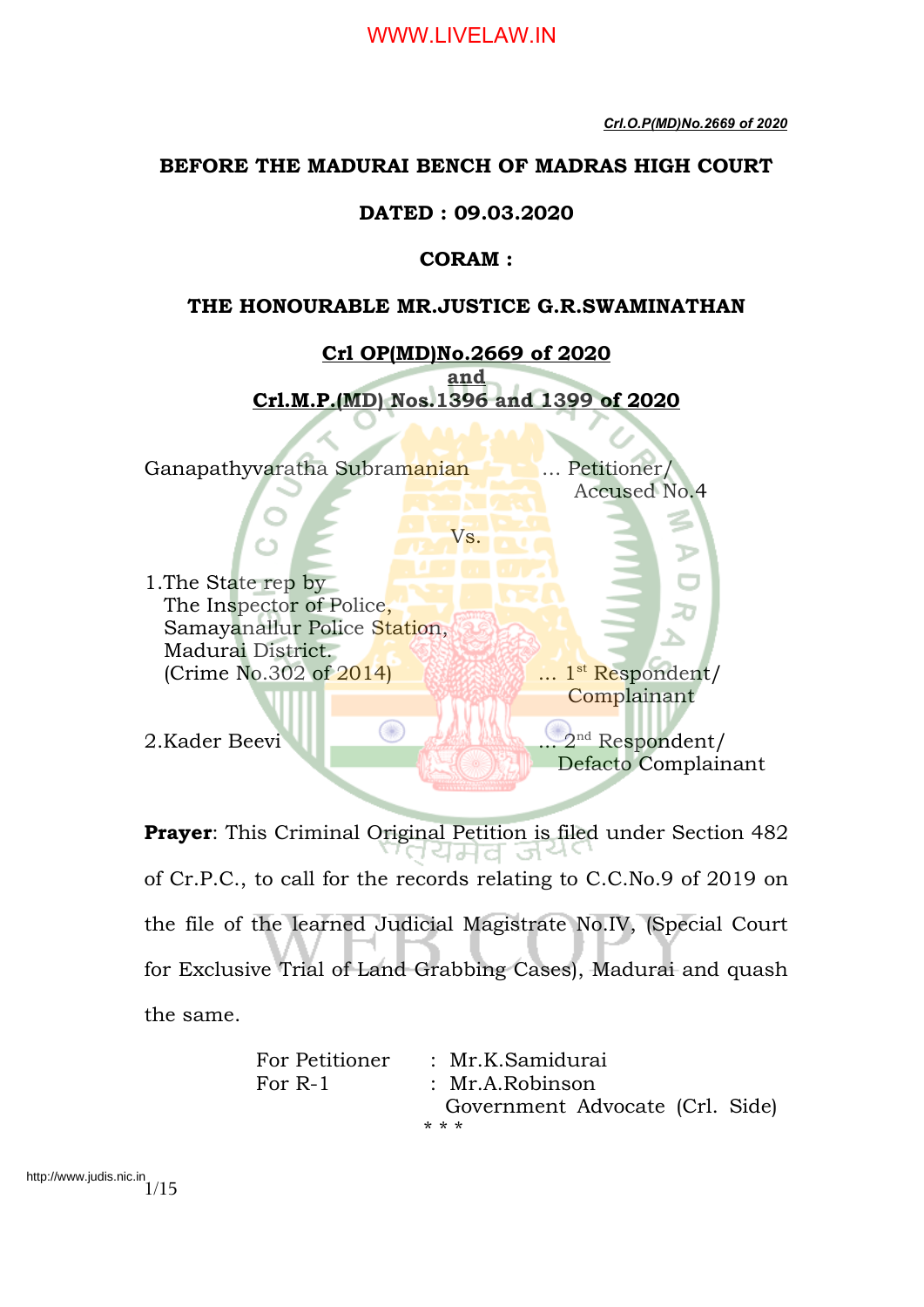**BEFORE THE MADURAI BENCH OF MADRAS HIGH COURT**

**DATED : 09.03.2020**

**CORAM :**

**THE HONOURABLE MR.JUSTICE G.R.SWAMINATHAN**

**Crl OP(MD)No.2669 of 2020**
**and**
**Crl.M.P.(MD) Nos.1396 and 1399 of 2020**

Ganapathyvaratha Subramanian ... Petitioner/ Accused No.4

Vs.

1.The State rep by
The Inspector of Police,
Samayanallur Police Station,
Madurai District.
(Crime No.302 of 2014) ... 1st Respondent/ Complainant

2.Kader Beevi ... 2nd Respondent/ Defacto Complainant

**Prayer**: This Criminal Original Petition is filed under Section 482 of Cr.P.C., to call for the records relating to C.C.No.9 of 2019 on the file of the learned Judicial Magistrate No.IV, (Special Court for Exclusive Trial of Land Grabbing Cases), Madurai and quash the same.

| | | |
|---|---|---|
| For Petitioner | : | Mr.K.Samidurai |
| For R-1 | : | Mr.A.Robinson Government Advocate (Crl. Side) |

\* \* \*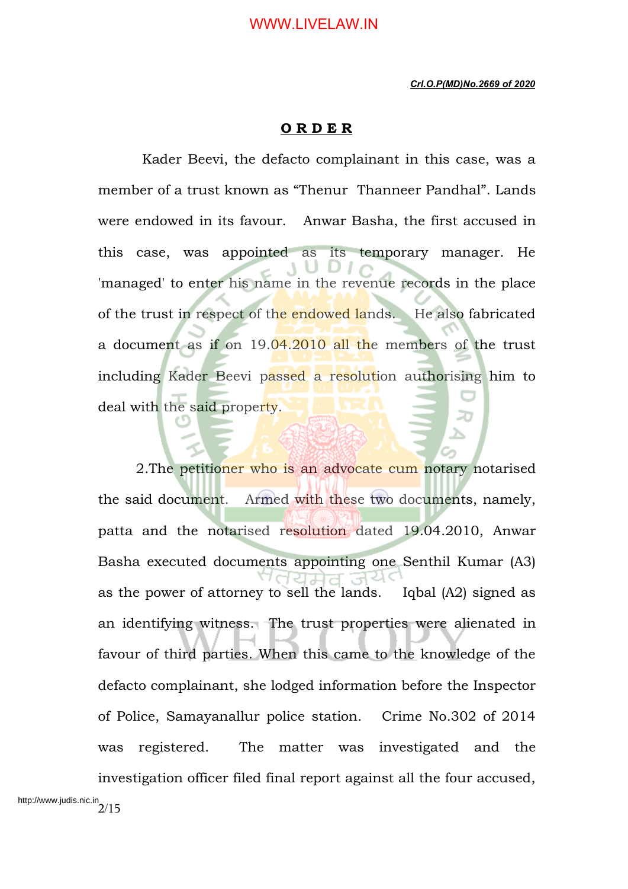## ORDER

Kader Beevi, the defacto complainant in this case, was a member of a trust known as "Thenur Thanneer Pandhal". Lands were endowed in its favour. Anwar Basha, the first accused in this case, was appointed as its temporary manager. He 'managed' to enter his name in the revenue records in the place of the trust in respect of the endowed lands. He also fabricated a document as if on 19.04.2010 all the members of the trust including Kader Beevi passed a resolution authorising him to deal with the said property.

2.The petitioner who is an advocate cum notary notarised the said document. Armed with these two documents, namely, patta and the notarised resolution dated 19.04.2010, Anwar Basha executed documents appointing one Senthil Kumar (A3) as the power of attorney to sell the lands. Iqbal (A2) signed as an identifying witness. The trust properties were alienated in favour of third parties. When this came to the knowledge of the defacto complainant, she lodged information before the Inspector of Police, Samayanallur police station. Crime No.302 of 2014 was registered. The matter was investigated and the investigation officer filed final report against all the four accused,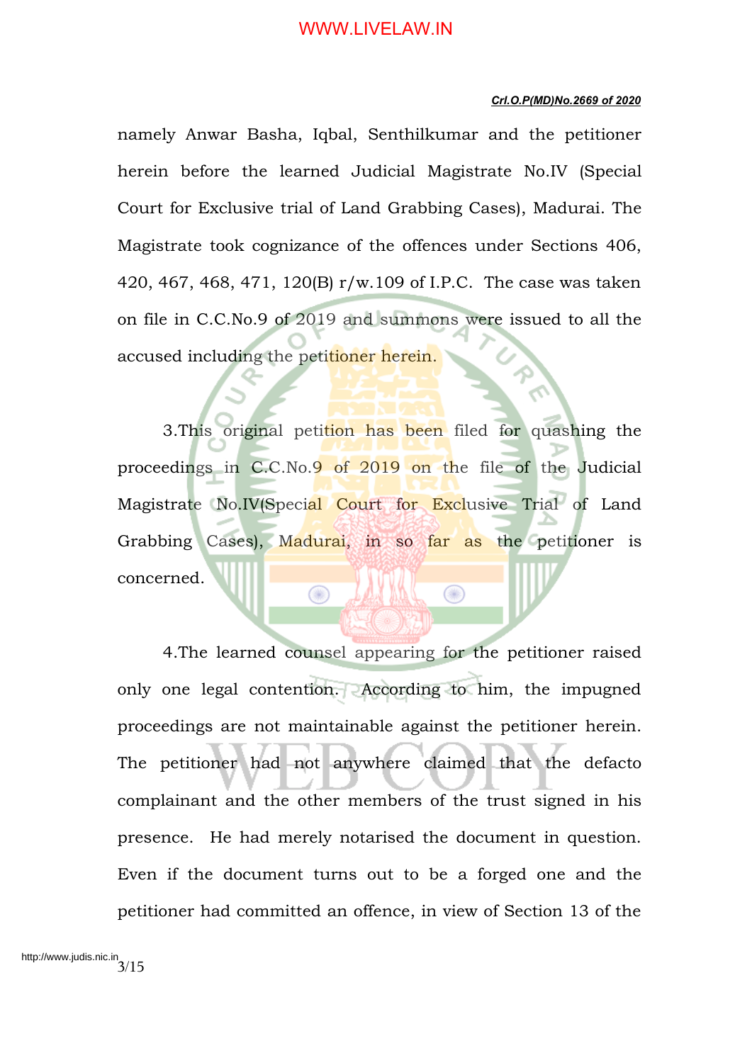namely Anwar Basha, Iqbal, Senthilkumar and the petitioner herein before the learned Judicial Magistrate No.IV (Special Court for Exclusive trial of Land Grabbing Cases), Madurai. The Magistrate took cognizance of the offences under Sections 406, 420, 467, 468, 471, 120(B) r/w.109 of I.P.C. The case was taken on file in C.C.No.9 of 2019 and summons were issued to all the accused including the petitioner herein.

3.This original petition has been filed for quashing the proceedings in C.C.No.9 of 2019 on the file of the Judicial Magistrate No.IV(Special Court for Exclusive Trial of Land Grabbing Cases), Madurai, in so far as the petitioner is concerned.

4.The learned counsel appearing for the petitioner raised only one legal contention. According to him, the impugned proceedings are not maintainable against the petitioner herein. The petitioner had not anywhere claimed that the defacto complainant and the other members of the trust signed in his presence. He had merely notarised the document in question. Even if the document turns out to be a forged one and the petitioner had committed an offence, in view of Section 13 of the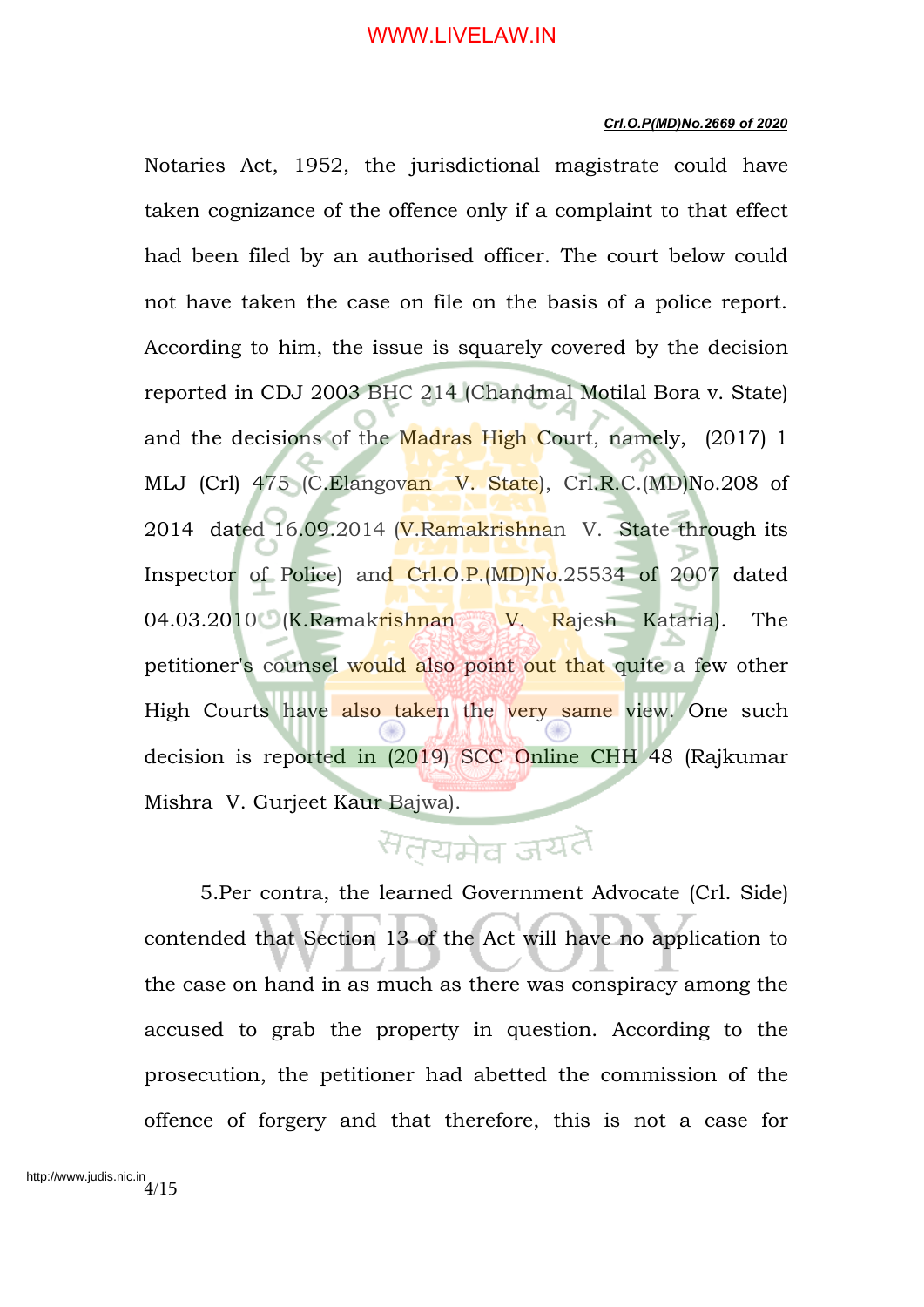Notaries Act, 1952, the jurisdictional magistrate could have taken cognizance of the offence only if a complaint to that effect had been filed by an authorised officer. The court below could not have taken the case on file on the basis of a police report. According to him, the issue is squarely covered by the decision reported in CDJ 2003 BHC 214 (Chandmal Motilal Bora v. State) and the decisions of the Madras High Court, namely, (2017) 1 MLJ (Crl) 475 (C.Elangovan V. State), Crl.R.C.(MD)No.208 of 2014 dated 16.09.2014 (V.Ramakrishnan V. State through its Inspector of Police) and Crl.O.P.(MD)No.25534 of 2007 dated 04.03.2010 (K.Ramakrishnan V. Rajesh Kataria). The petitioner's counsel would also point out that quite a few other High Courts have also taken the very same view. One such decision is reported in (2019) SCC Online CHH 48 (Rajkumar Mishra V. Gurjeet Kaur Bajwa).

5.Per contra, the learned Government Advocate (Crl. Side) contended that Section 13 of the Act will have no application to the case on hand in as much as there was conspiracy among the accused to grab the property in question. According to the prosecution, the petitioner had abetted the commission of the offence of forgery and that therefore, this is not a case for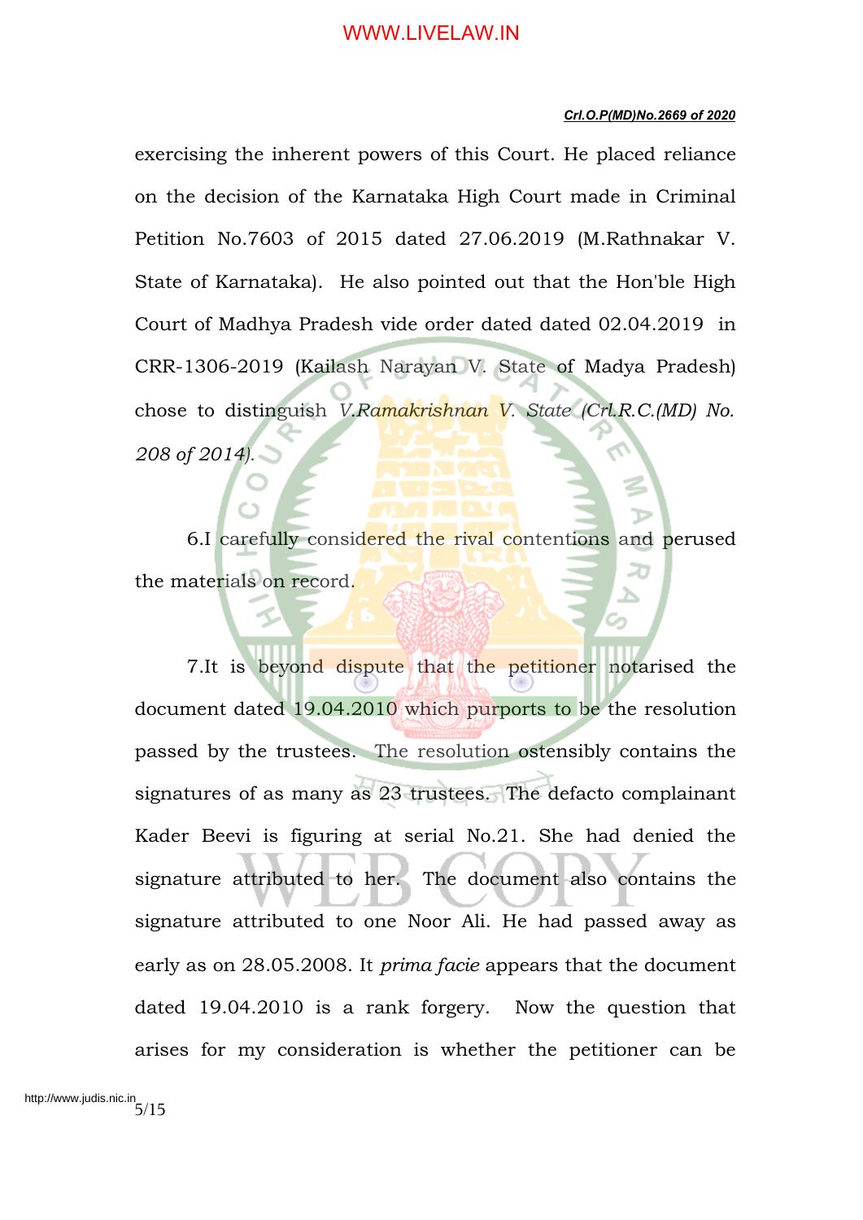exercising the inherent powers of this Court. He placed reliance on the decision of the Karnataka High Court made in Criminal Petition No.7603 of 2015 dated 27.06.2019 (M.Rathnakar V. State of Karnataka). He also pointed out that the Hon'ble High Court of Madhya Pradesh vide order dated dated 02.04.2019 in CRR-1306-2019 (Kailash Narayan V. State of Madya Pradesh) chose to distinguish *V.Ramakrishnan V. State (Crl.R.C.(MD) No. 208 of 2014).*

6.I carefully considered the rival contentions and perused the materials on record.

7.It is beyond dispute that the petitioner notarised the document dated 19.04.2010 which purports to be the resolution passed by the trustees. The resolution ostensibly contains the signatures of as many as 23 trustees. The defacto complainant Kader Beevi is figuring at serial No.21. She had denied the signature attributed to her. The document also contains the signature attributed to one Noor Ali. He had passed away as early as on 28.05.2008. It *prima facie* appears that the document dated 19.04.2010 is a rank forgery. Now the question that arises for my consideration is whether the petitioner can be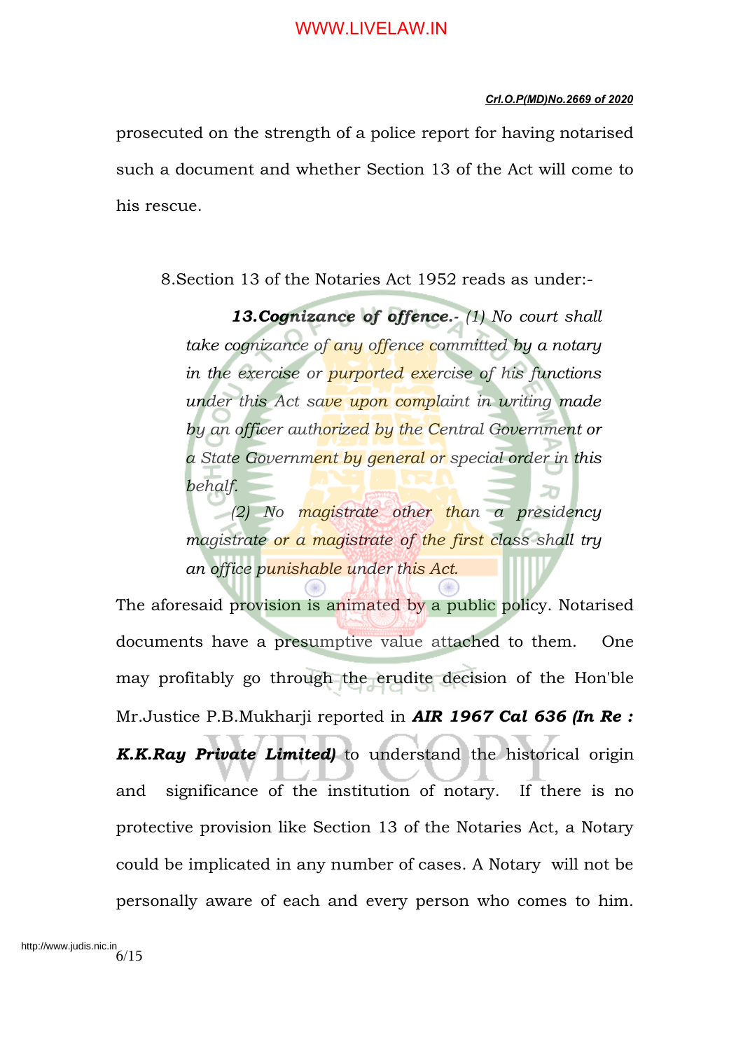prosecuted on the strength of a police report for having notarised such a document and whether Section 13 of the Act will come to his rescue.

8.Section 13 of the Notaries Act 1952 reads as under:-

> ***13.Cognizance of offence.-*** *(1) No court shall take cognizance of any offence committed by a notary in the exercise or purported exercise of his functions under this Act save upon complaint in writing made by an officer authorized by the Central Government or a State Government by general or special order in this behalf.*
>
> *(2) No magistrate other than a presidency magistrate or a magistrate of the first class shall try an office punishable under this Act.*

The aforesaid provision is animated by a public policy. Notarised documents have a presumptive value attached to them. One may profitably go through the erudite decision of the Hon'ble Mr.Justice P.B.Mukharji reported in ***AIR 1967 Cal 636 (In Re : K.K.Ray Private Limited)*** to understand the historical origin and significance of the institution of notary. If there is no protective provision like Section 13 of the Notaries Act, a Notary could be implicated in any number of cases. A Notary will not be personally aware of each and every person who comes to him.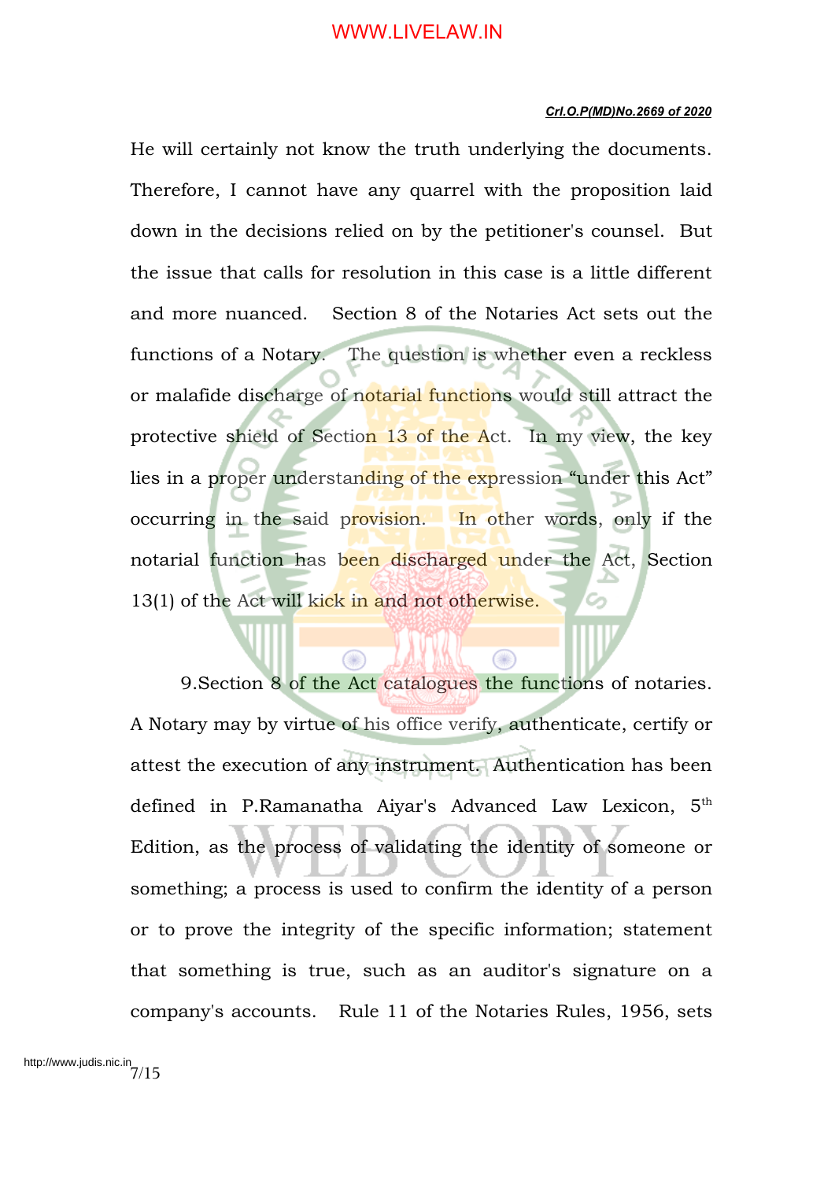He will certainly not know the truth underlying the documents. Therefore, I cannot have any quarrel with the proposition laid down in the decisions relied on by the petitioner's counsel. But the issue that calls for resolution in this case is a little different and more nuanced. Section 8 of the Notaries Act sets out the functions of a Notary. The question is whether even a reckless or malafide discharge of notarial functions would still attract the protective shield of Section 13 of the Act. In my view, the key lies in a proper understanding of the expression "under this Act" occurring in the said provision. In other words, only if the notarial function has been discharged under the Act, Section 13(1) of the Act will kick in and not otherwise.

9.Section 8 of the Act catalogues the functions of notaries. A Notary may by virtue of his office verify, authenticate, certify or attest the execution of any instrument. Authentication has been defined in P.Ramanatha Aiyar's Advanced Law Lexicon, 5th Edition, as the process of validating the identity of someone or something; a process is used to confirm the identity of a person or to prove the integrity of the specific information; statement that something is true, such as an auditor's signature on a company's accounts. Rule 11 of the Notaries Rules, 1956, sets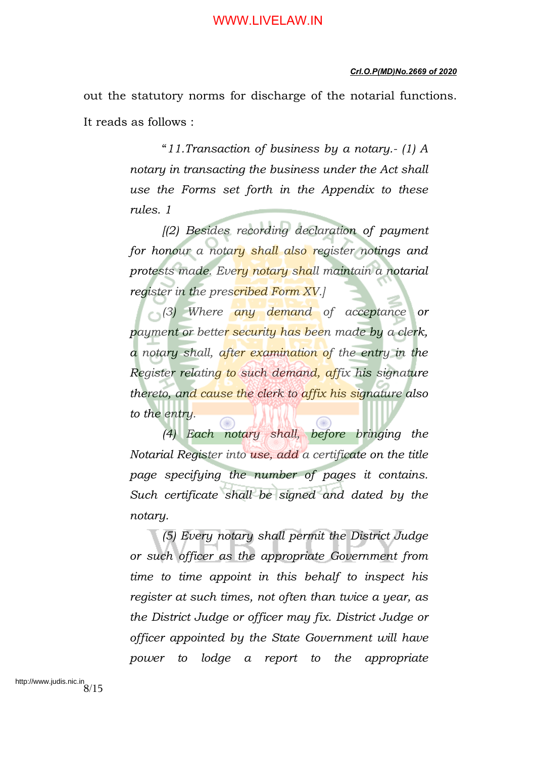out the statutory norms for discharge of the notarial functions. It reads as follows :

> *"11.Transaction of business by a notary.- (1) A notary in transacting the business under the Act shall use the Forms set forth in the Appendix to these rules. 1*
>
> *[(2) Besides recording declaration of payment for honour a notary shall also register notings and protests made. Every notary shall maintain a notarial register in the prescribed Form XV.]*
>
> *(3) Where any demand of acceptance or payment or better security has been made by a clerk, a notary shall, after examination of the entry in the Register relating to such demand, affix his signature thereto, and cause the clerk to affix his signature also to the entry.*
>
> *(4) Each notary shall, before bringing the Notarial Register into use, add a certificate on the title page specifying the number of pages it contains. Such certificate shall be signed and dated by the notary.*
>
> *(5) Every notary shall permit the District Judge or such officer as the appropriate Government from time to time appoint in this behalf to inspect his register at such times, not often than twice a year, as the District Judge or officer may fix. District Judge or officer appointed by the State Government will have power to lodge a report to the appropriate*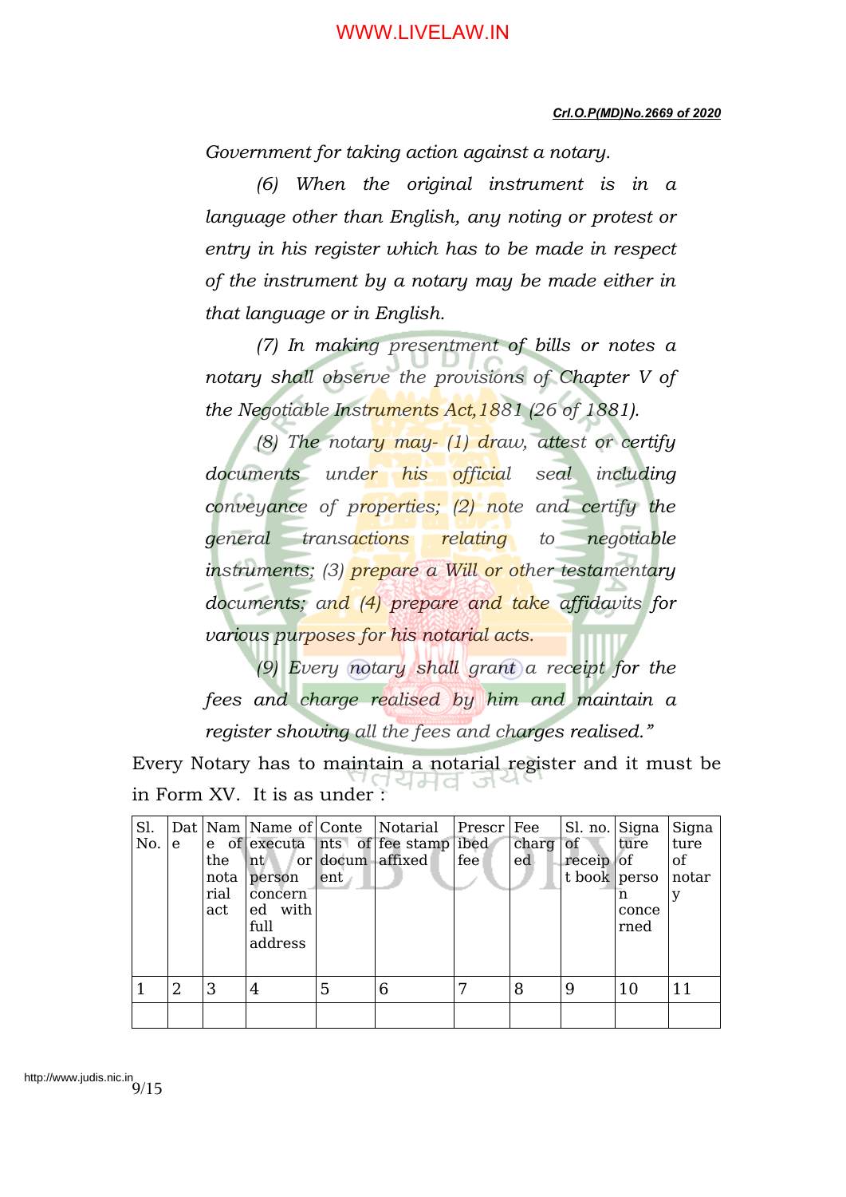*Government for taking action against a notary.*

*(6) When the original instrument is in a language other than English, any noting or protest or entry in his register which has to be made in respect of the instrument by a notary may be made either in that language or in English.*

*(7) In making presentment of bills or notes a notary shall observe the provisions of Chapter V of the Negotiable Instruments Act,1881 (26 of 1881).*

*(8) The notary may- (1) draw, attest or certify documents under his official seal including conveyance of properties; (2) note and certify the general transactions relating to negotiable instruments; (3) prepare a Will or other testamentary documents; and (4) prepare and take affidavits for various purposes for his notarial acts.*

*(9) Every notary shall grant a receipt for the fees and charge realised by him and maintain a register showing all the fees and charges realised."*

Every Notary has to maintain a notarial register and it must be in Form XV. It is as under :

| Sl. No. | Date | Name of the notarial act | Name of executant or person concerned with full address | Contents of document | Notarial fee stamp affixed | Prescribed fee | Fee charged | Sl. no. of receipt book | Signature of person concerned | Signature of notary |
|---|---|---|---|---|---|---|---|---|---|---|
| 1 | 2 | 3 | 4 | 5 | 6 | 7 | 8 | 9 | 10 | 11 |
| | | | | | | | | | | |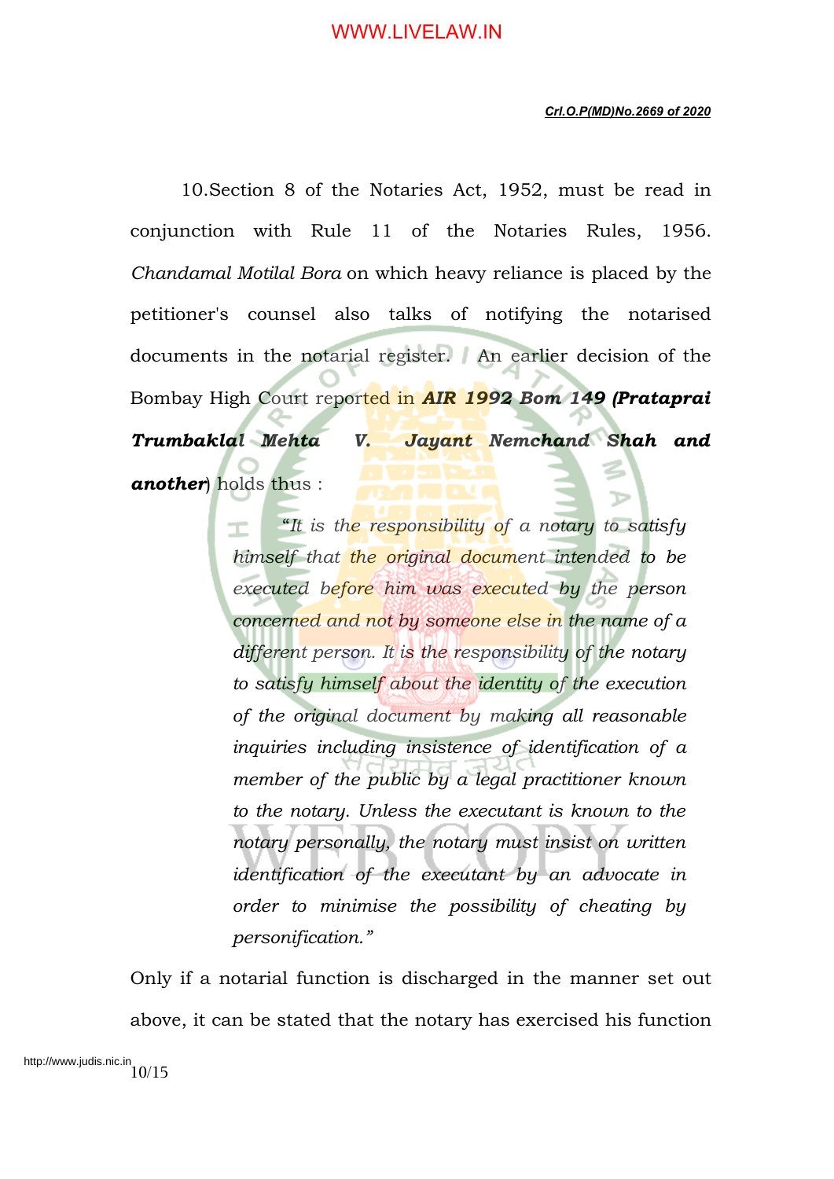10.Section 8 of the Notaries Act, 1952, must be read in conjunction with Rule 11 of the Notaries Rules, 1956. *Chandamal Motilal Bora* on which heavy reliance is placed by the petitioner's counsel also talks of notifying the notarised documents in the notarial register. An earlier decision of the Bombay High Court reported in ***AIR 1992 Bom 149 (Prataprai Trumbaklal Mehta V. Jayant Nemchand Shah and another***) holds thus :

> *"It is the responsibility of a notary to satisfy himself that the original document intended to be executed before him was executed by the person concerned and not by someone else in the name of a different person. It is the responsibility of the notary to satisfy himself about the identity of the execution of the original document by making all reasonable inquiries including insistence of identification of a member of the public by a legal practitioner known to the notary. Unless the executant is known to the notary personally, the notary must insist on written identification of the executant by an advocate in order to minimise the possibility of cheating by personification."*

Only if a notarial function is discharged in the manner set out above, it can be stated that the notary has exercised his function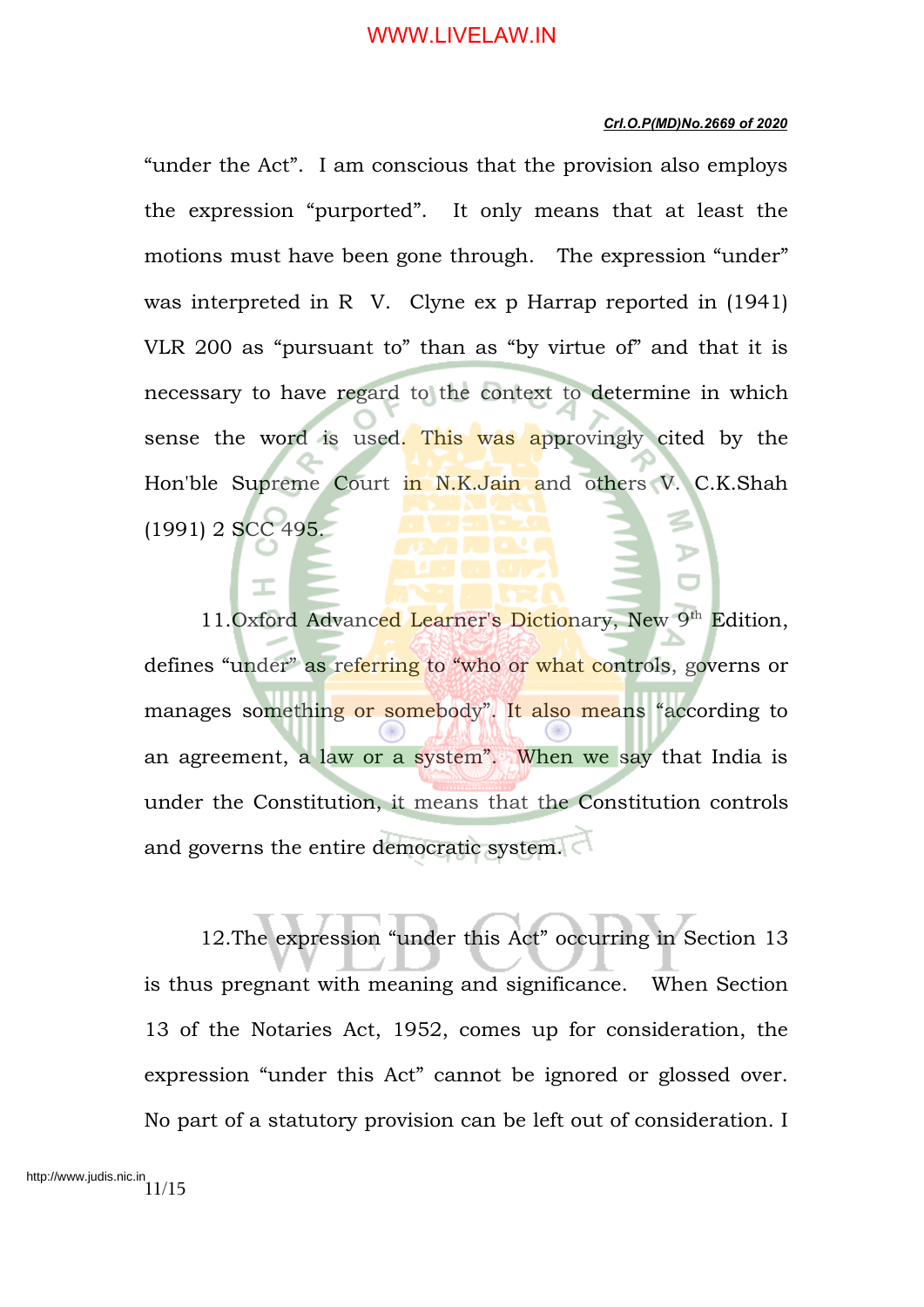"under the Act". I am conscious that the provision also employs the expression "purported". It only means that at least the motions must have been gone through. The expression "under" was interpreted in R V. Clyne ex p Harrap reported in (1941) VLR 200 as "pursuant to" than as "by virtue of" and that it is necessary to have regard to the context to determine in which sense the word is used. This was approvingly cited by the Hon'ble Supreme Court in N.K.Jain and others V. C.K.Shah (1991) 2 SCC 495.

11.Oxford Advanced Learner's Dictionary, New 9th Edition, defines "under" as referring to "who or what controls, governs or manages something or somebody". It also means "according to an agreement, a law or a system". When we say that India is under the Constitution, it means that the Constitution controls and governs the entire democratic system.

12.The expression "under this Act" occurring in Section 13 is thus pregnant with meaning and significance. When Section 13 of the Notaries Act, 1952, comes up for consideration, the expression "under this Act" cannot be ignored or glossed over. No part of a statutory provision can be left out of consideration. I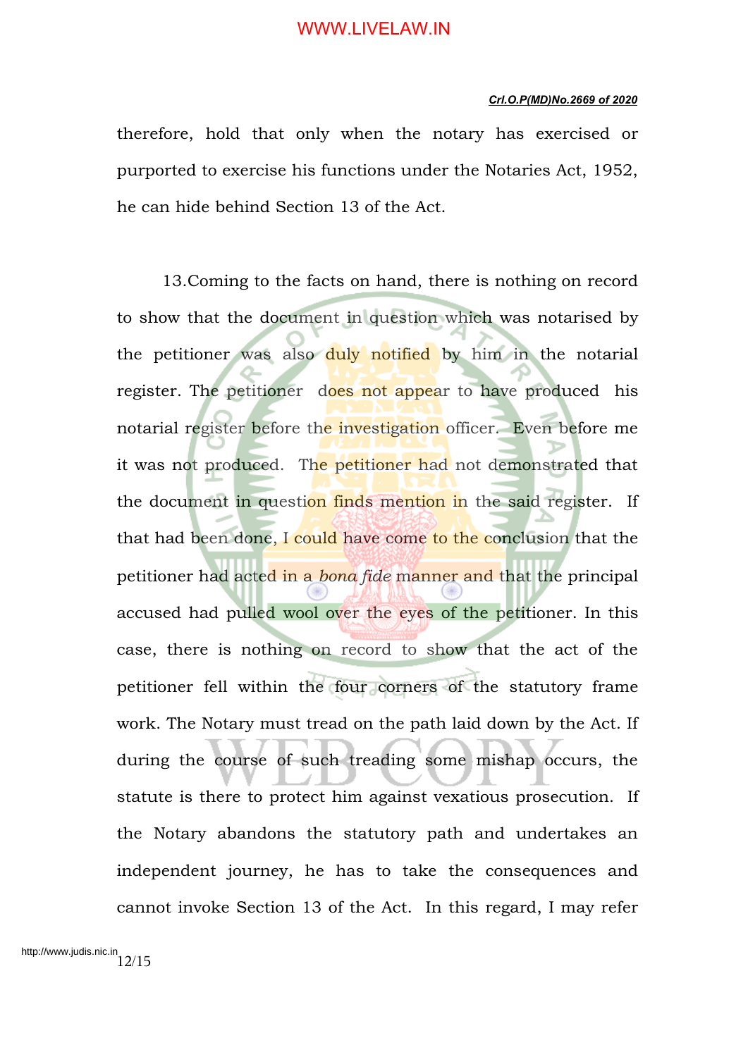therefore, hold that only when the notary has exercised or purported to exercise his functions under the Notaries Act, 1952, he can hide behind Section 13 of the Act.

13.Coming to the facts on hand, there is nothing on record to show that the document in question which was notarised by the petitioner was also duly notified by him in the notarial register. The petitioner does not appear to have produced his notarial register before the investigation officer. Even before me it was not produced. The petitioner had not demonstrated that the document in question finds mention in the said register. If that had been done, I could have come to the conclusion that the petitioner had acted in a *bona fide* manner and that the principal accused had pulled wool over the eyes of the petitioner. In this case, there is nothing on record to show that the act of the petitioner fell within the four corners of the statutory frame work. The Notary must tread on the path laid down by the Act. If during the course of such treading some mishap occurs, the statute is there to protect him against vexatious prosecution. If the Notary abandons the statutory path and undertakes an independent journey, he has to take the consequences and cannot invoke Section 13 of the Act. In this regard, I may refer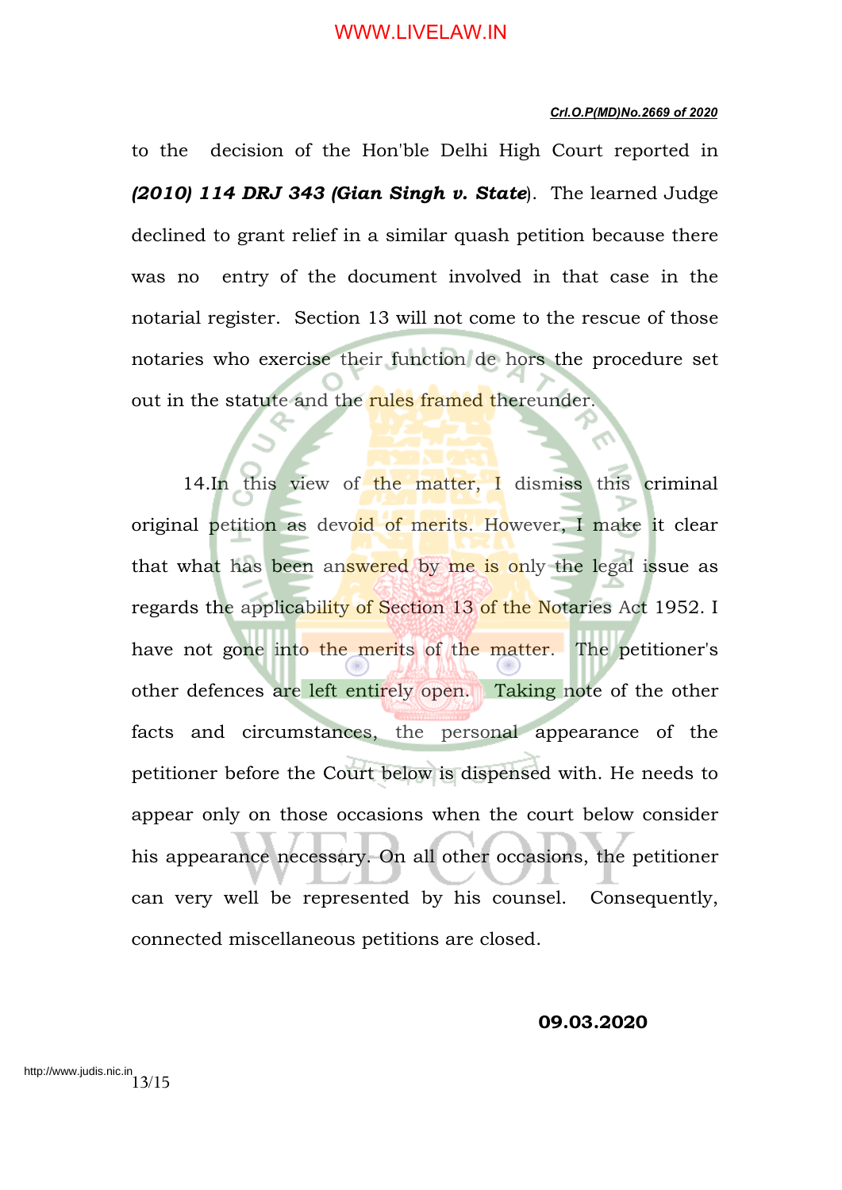to the decision of the Hon'ble Delhi High Court reported in ***(2010) 114 DRJ 343 (Gian Singh v. State***). The learned Judge declined to grant relief in a similar quash petition because there was no entry of the document involved in that case in the notarial register. Section 13 will not come to the rescue of those notaries who exercise their function de hors the procedure set out in the statute and the rules framed thereunder.

14.In this view of the matter, I dismiss this criminal original petition as devoid of merits. However, I make it clear that what has been answered by me is only the legal issue as regards the applicability of Section 13 of the Notaries Act 1952. I have not gone into the merits of the matter. The petitioner's other defences are left entirely open. Taking note of the other facts and circumstances, the personal appearance of the petitioner before the Court below is dispensed with. He needs to appear only on those occasions when the court below consider his appearance necessary. On all other occasions, the petitioner can very well be represented by his counsel. Consequently, connected miscellaneous petitions are closed.

**09.03.2020**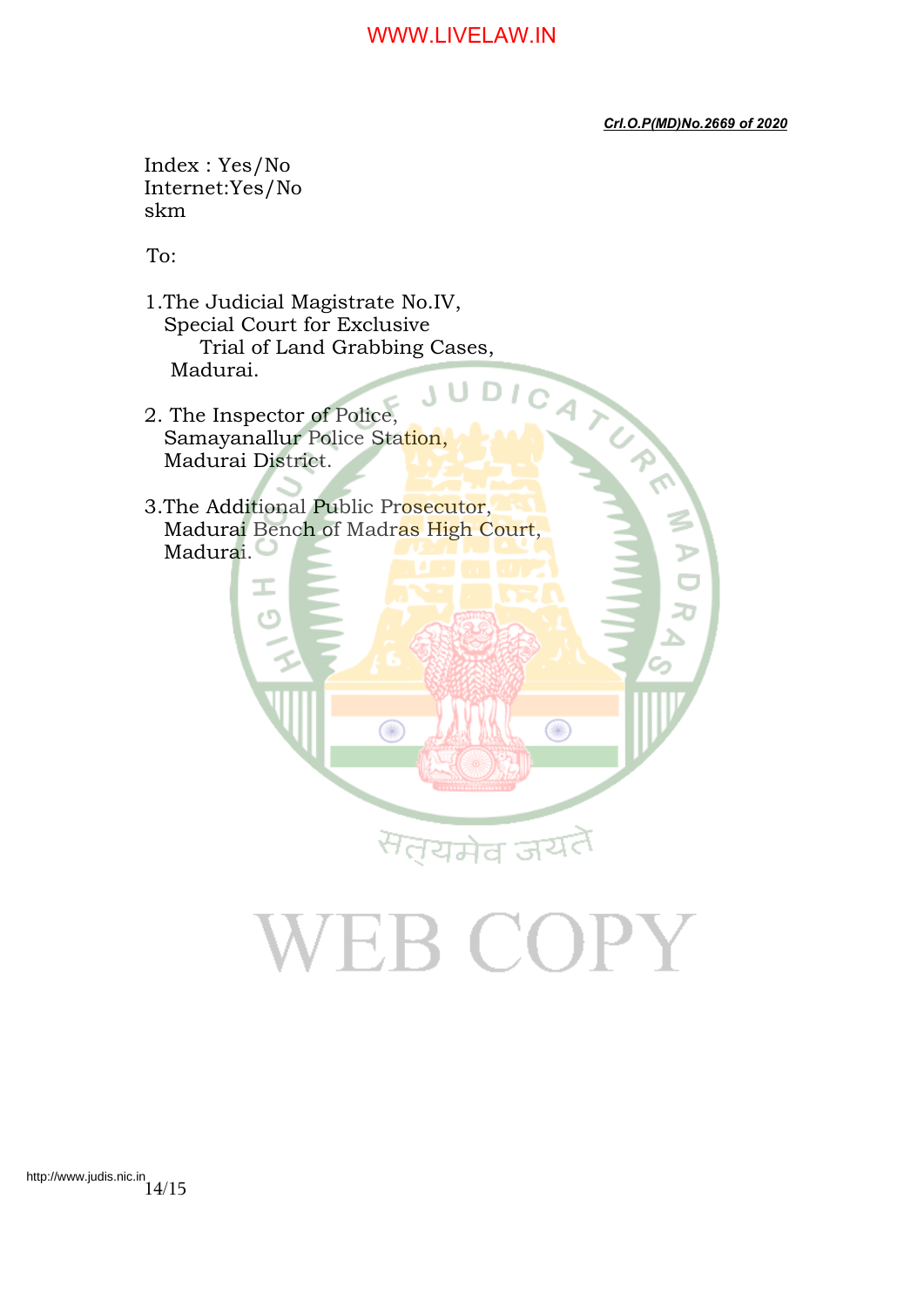Index : Yes/No
Internet:Yes/No
skm

To:

1. The Judicial Magistrate No.IV,
   Special Court for Exclusive
   Trial of Land Grabbing Cases,
   Madurai.

2. The Inspector of Police,
   Samayanallur Police Station,
   Madurai District.

3. The Additional Public Prosecutor,
   Madurai Bench of Madras High Court,
   Madurai.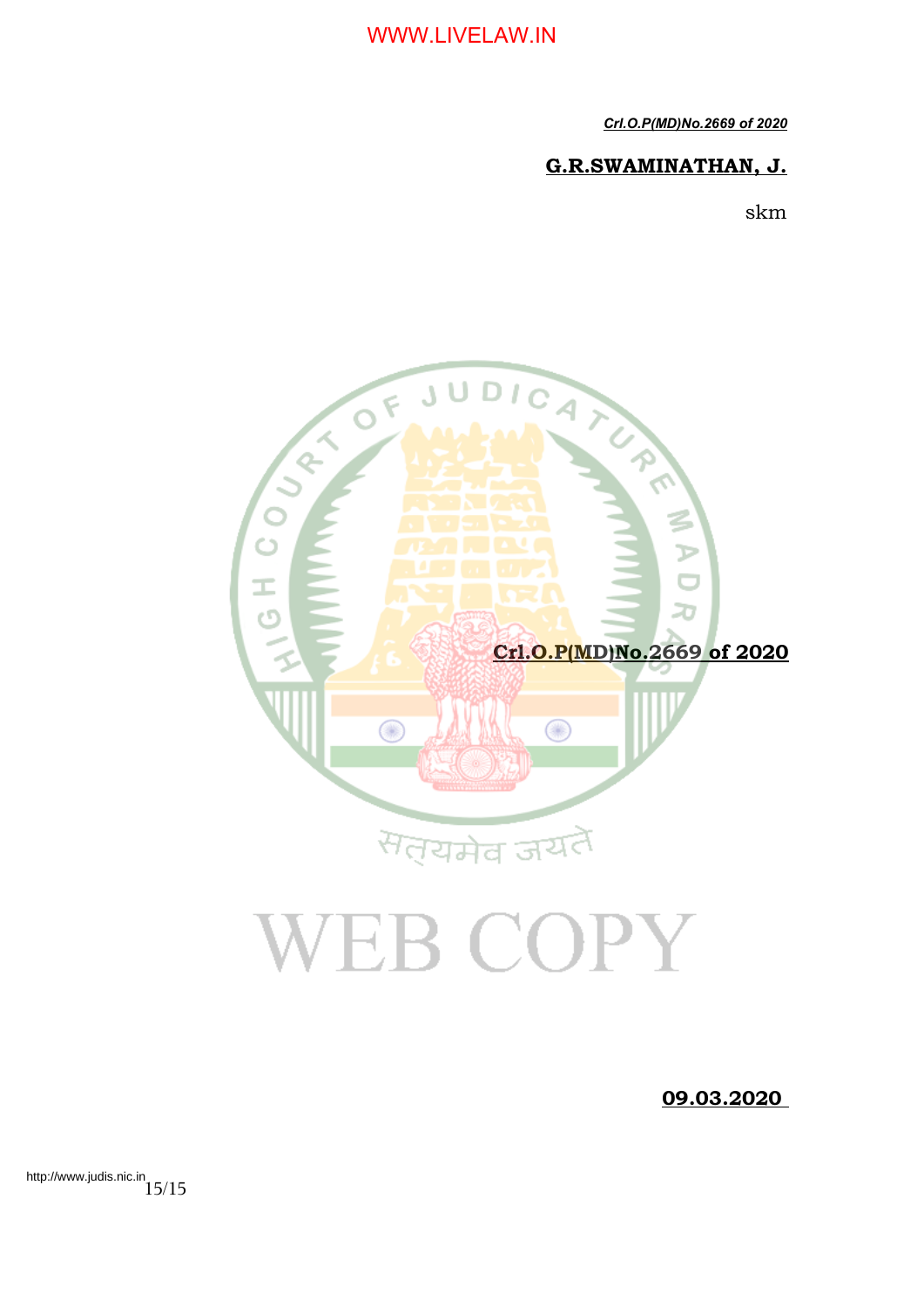**G.R.SWAMINATHAN, J.**

skm

**Crl.O.P(MD)No.2669 of 2020**

**09.03.2020**